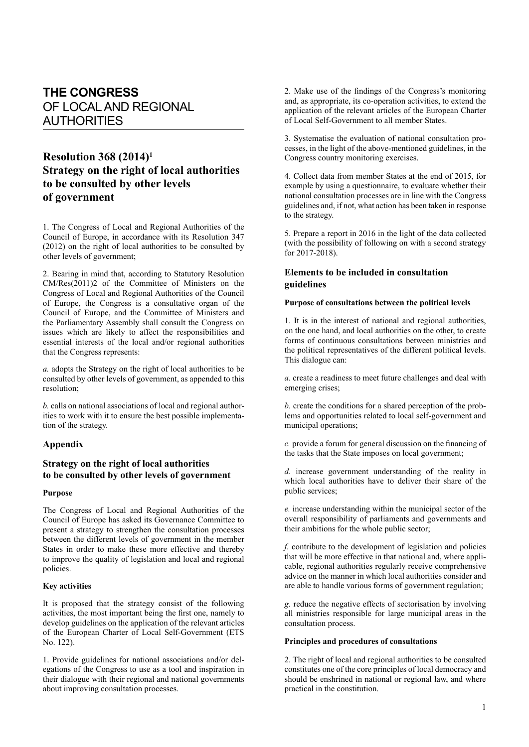# THE CONGRESS OF LOCAL AND REGIONAL AUTHORITIES

## Resolution 368 (2014)[1] Strategy on the right of local authorities to be consulted by other levels of government

1. The Congress of Local and Regional Authorities of the Council of Europe, in accordance with its Resolution 347 (2012) on the right of local authorities to be consulted by other levels of government;

2. Bearing in mind that, according to Statutory Resolution CM/Res(2011)2 of the Committee of Ministers on the Congress of Local and Regional Authorities of the Council of Europe, the Congress is a consultative organ of the Council of Europe, and the Committee of Ministers and the Parliamentary Assembly shall consult the Congress on issues which are likely to affect the responsibilities and essential interests of the local and/or regional authorities that the Congress represents:

*a.* adopts the Strategy on the right of local authorities to be consulted by other levels of government, as appended to this resolution;

*b.* calls on national associations of local and regional authorities to work with it to ensure the best possible implementation of the strategy.

### Appendix

### Strategy on the right of local authorities to be consulted by other levels of government

#### Purpose

The Congress of Local and Regional Authorities of the Council of Europe has asked its Governance Committee to present a strategy to strengthen the consultation processes between the different levels of government in the member States in order to make these more effective and thereby to improve the quality of legislation and local and regional policies.

#### Key activities

It is proposed that the strategy consist of the following activities, the most important being the first one, namely to develop guidelines on the application of the relevant articles of the European Charter of Local Self-Government (ETS No. 122).

1. Provide guidelines for national associations and/or delegations of the Congress to use as a tool and inspiration in their dialogue with their regional and national governments about improving consultation processes.

2. Make use of the findings of the Congress's monitoring and, as appropriate, its co-operation activities, to extend the application of the relevant articles of the European Charter of Local Self-Government to all member States.

3. Systematise the evaluation of national consultation processes, in the light of the above-mentioned guidelines, in the Congress country monitoring exercises.

4. Collect data from member States at the end of 2015, for example by using a questionnaire, to evaluate whether their national consultation processes are in line with the Congress guidelines and, if not, what action has been taken in response to the strategy.

5. Prepare a report in 2016 in the light of the data collected (with the possibility of following on with a second strategy for 2017-2018).

### Elements to be included in consultation guidelines

#### Purpose of consultations between the political levels

1. It is in the interest of national and regional authorities, on the one hand, and local authorities on the other, to create forms of continuous consultations between ministries and the political representatives of the different political levels. This dialogue can:

*a.* create a readiness to meet future challenges and deal with emerging crises;

*b.* create the conditions for a shared perception of the problems and opportunities related to local self-government and municipal operations;

*c.* provide a forum for general discussion on the financing of the tasks that the State imposes on local government;

*d.* increase government understanding of the reality in which local authorities have to deliver their share of the public services;

*e.* increase understanding within the municipal sector of the overall responsibility of parliaments and governments and their ambitions for the whole public sector;

*f.* contribute to the development of legislation and policies that will be more effective in that national and, where applicable, regional authorities regularly receive comprehensive advice on the manner in which local authorities consider and are able to handle various forms of government regulation;

*g.* reduce the negative effects of sectorisation by involving all ministries responsible for large municipal areas in the consultation process.

#### Principles and procedures of consultations

2. The right of local and regional authorities to be consulted constitutes one of the core principles of local democracy and should be enshrined in national or regional law, and where practical in the constitution.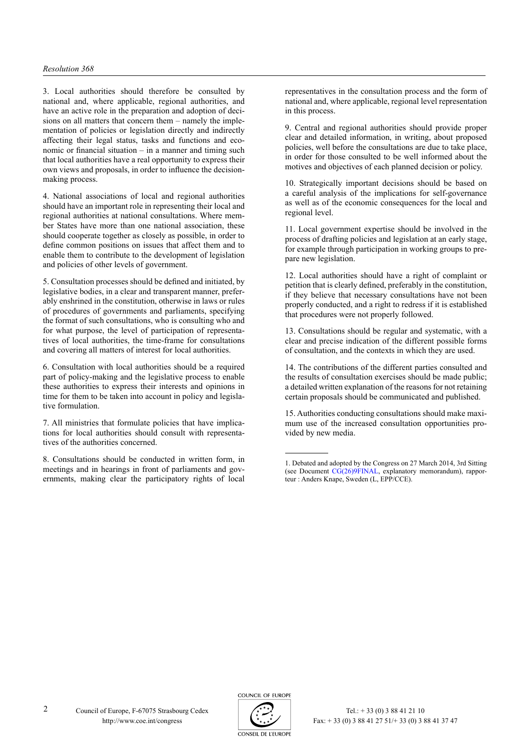3. Local authorities should therefore be consulted by national and, where applicable, regional authorities, and have an active role in the preparation and adoption of decisions on all matters that concern them – namely the implementation of policies or legislation directly and indirectly affecting their legal status, tasks and functions and economic or financial situation – in a manner and timing such that local authorities have a real opportunity to express their own views and proposals, in order to influence the decision-making process.

4. National associations of local and regional authorities should have an important role in representing their local and regional authorities at national consultations. Where member States have more than one national association, these should cooperate together as closely as possible, in order to define common positions on issues that affect them and to enable them to contribute to the development of legislation and policies of other levels of government.

5. Consultation processes should be defined and initiated, by legislative bodies, in a clear and transparent manner, preferably enshrined in the constitution, otherwise in laws or rules of procedures of governments and parliaments, specifying the format of such consultations, who is consulting who and for what purpose, the level of participation of representatives of local authorities, the time-frame for consultations and covering all matters of interest for local authorities.

6. Consultation with local authorities should be a required part of policy-making and the legislative process to enable these authorities to express their interests and opinions in time for them to be taken into account in policy and legislative formulation.

7. All ministries that formulate policies that have implications for local authorities should consult with representatives of the authorities concerned.

8. Consultations should be conducted in written form, in meetings and in hearings in front of parliaments and governments, making clear the participatory rights of local representatives in the consultation process and the form of national and, where applicable, regional level representation in this process.

9. Central and regional authorities should provide proper clear and detailed information, in writing, about proposed policies, well before the consultations are due to take place, in order for those consulted to be well informed about the motives and objectives of each planned decision or policy.

10. Strategically important decisions should be based on a careful analysis of the implications for self-governance as well as of the economic consequences for the local and regional level.

11. Local government expertise should be involved in the process of drafting policies and legislation at an early stage, for example through participation in working groups to prepare new legislation.

12. Local authorities should have a right of complaint or petition that is clearly defined, preferably in the constitution, if they believe that necessary consultations have not been properly conducted, and a right to redress if it is established that procedures were not properly followed.

13. Consultations should be regular and systematic, with a clear and precise indication of the different possible forms of consultation, and the contexts in which they are used.

14. The contributions of the different parties consulted and the results of consultation exercises should be made public; a detailed written explanation of the reasons for not retaining certain proposals should be communicated and published.

15. Authorities conducting consultations should make maximum use of the increased consultation opportunities provided by new media.

---

1. Debated and adopted by the Congress on 27 March 2014, 3rd Sitting (see Document CG(26)9FINAL, explanatory memorandum), rapporteur : Anders Knape, Sweden (L, EPP/CCE).